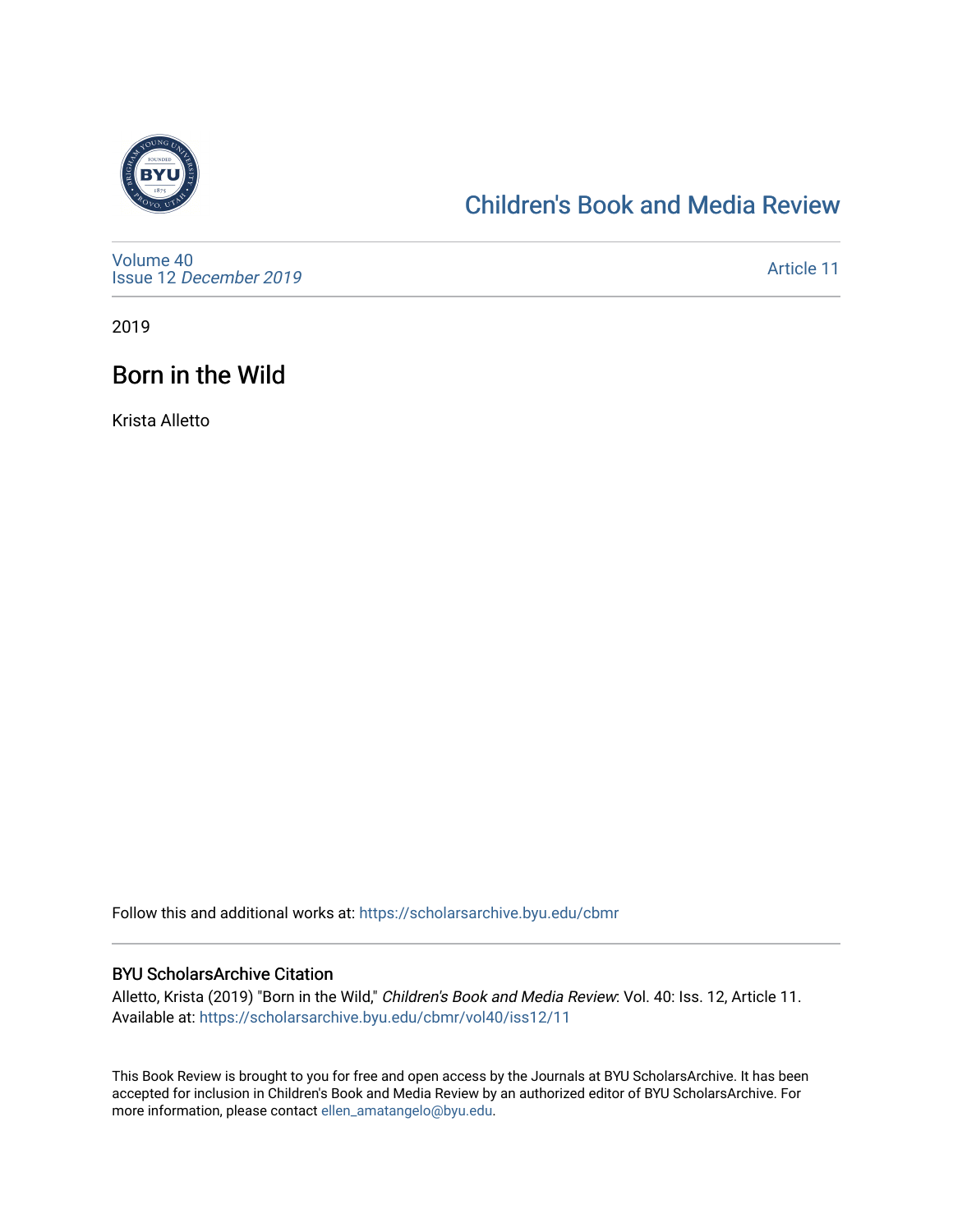Children's Book and Media Review

Volume 40
Issue 12 *December 2019*

Article 11

2019

# Born in the Wild

Krista Alletto

Follow this and additional works at: https://scholarsarchive.byu.edu/cbmr

### BYU ScholarsArchive Citation

Alletto, Krista (2019) "Born in the Wild," *Children's Book and Media Review*: Vol. 40: Iss. 12, Article 11.
Available at: https://scholarsarchive.byu.edu/cbmr/vol40/iss12/11

This Book Review is brought to you for free and open access by the Journals at BYU ScholarsArchive. It has been accepted for inclusion in Children's Book and Media Review by an authorized editor of BYU ScholarsArchive. For more information, please contact ellen_amatangelo@byu.edu.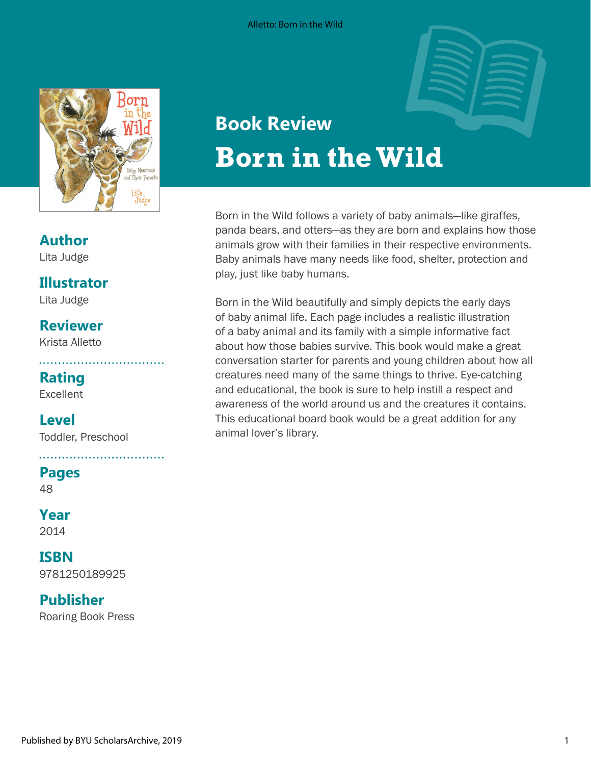## Book Review

# Born in the Wild

**Author**
Lita Judge

**Illustrator**
Lita Judge

**Reviewer**
Krista Alletto

**Rating**
Excellent

**Level**
Toddler, Preschool

**Pages**
48

**Year**
2014

**ISBN**
9781250189925

**Publisher**
Roaring Book Press

Born in the Wild follows a variety of baby animals—like giraffes, panda bears, and otters—as they are born and explains how those animals grow with their families in their respective environments. Baby animals have many needs like food, shelter, protection and play, just like baby humans.

Born in the Wild beautifully and simply depicts the early days of baby animal life. Each page includes a realistic illustration of a baby animal and its family with a simple informative fact about how those babies survive. This book would make a great conversation starter for parents and young children about how all creatures need many of the same things to thrive. Eye-catching and educational, the book is sure to help instill a respect and awareness of the world around us and the creatures it contains. This educational board book would be a great addition for any animal lover's library.